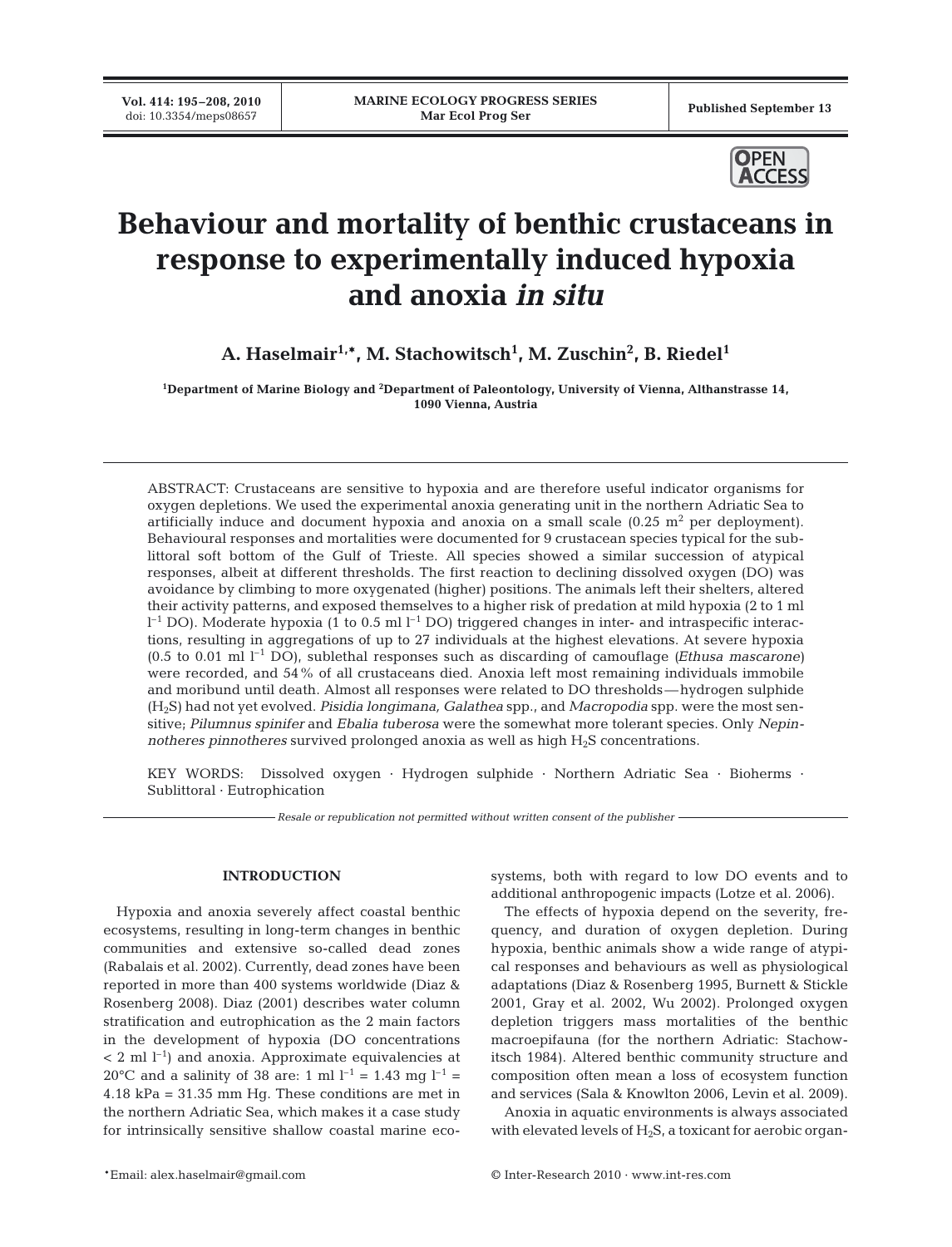# Behaviour and mortality of benthic crustaceans in response to experimentally induced hypoxia and anoxia *in situ*

**A. Haselmair[1,*], M. Stachowitsch[1], M. Zuschin[2], B. Riedel[1]**

[1]Department of Marine Biology and [2]Department of Paleontology, University of Vienna, Althanstrasse 14, 1090 Vienna, Austria

ABSTRACT: Crustaceans are sensitive to hypoxia and are therefore useful indicator organisms for oxygen depletions. We used the experimental anoxia generating unit in the northern Adriatic Sea to artificially induce and document hypoxia and anoxia on a small scale (0.25 $m^2$ per deployment). Behavioural responses and mortalities were documented for 9 crustacean species typical for the sublittoral soft bottom of the Gulf of Trieste. All species showed a similar succession of atypical responses, albeit at different thresholds. The first reaction to declining dissolved oxygen (DO) was avoidance by climbing to more oxygenated (higher) positions. The animals left their shelters, altered their activity patterns, and exposed themselves to a higher risk of predation at mild hypoxia (2 to 1 ml $l^{-1}$ DO). Moderate hypoxia (1 to 0.5 ml $l^{-1}$ DO) triggered changes in inter- and intraspecific interactions, resulting in aggregations of up to 27 individuals at the highest elevations. At severe hypoxia (0.5 to 0.01 ml $l^{-1}$ DO), sublethal responses such as discarding of camouflage (*Ethusa mascarone*) were recorded, and 54 % of all crustaceans died. Anoxia left most remaining individuals immobile and moribund until death. Almost all responses were related to DO thresholds—hydrogen sulphide ($H_2S$) had not yet evolved. *Pisidia longimana, Galathea* spp., and *Macropodia* spp. were the most sensitive; *Pilumnus spinifer* and *Ebalia tuberosa* were the somewhat more tolerant species. Only *Nepinnotheres pinnotheres* survived prolonged anoxia as well as high $H_2S$ concentrations.

KEY WORDS: Dissolved oxygen · Hydrogen sulphide · Northern Adriatic Sea · Bioherms · Sublittoral · Eutrophication

*Resale or republication not permitted without written consent of the publisher*

## INTRODUCTION

Hypoxia and anoxia severely affect coastal benthic ecosystems, resulting in long-term changes in benthic communities and extensive so-called dead zones (Rabalais et al. 2002). Currently, dead zones have been reported in more than 400 systems worldwide (Diaz & Rosenberg 2008). Diaz (2001) describes water column stratification and eutrophication as the 2 main factors in the development of hypoxia (DO concentrations < 2 ml $l^{-1}$) and anoxia. Approximate equivalencies at 20°C and a salinity of 38 are: 1 ml $l^{-1}$ = 1.43 mg $l^{-1}$ = 4.18 kPa = 31.35 mm Hg. These conditions are met in the northern Adriatic Sea, which makes it a case study for intrinsically sensitive shallow coastal marine ecosystems, both with regard to low DO events and to additional anthropogenic impacts (Lotze et al. 2006).

The effects of hypoxia depend on the severity, frequency, and duration of oxygen depletion. During hypoxia, benthic animals show a wide range of atypical responses and behaviours as well as physiological adaptations (Diaz & Rosenberg 1995, Burnett & Stickle 2001, Gray et al. 2002, Wu 2002). Prolonged oxygen depletion triggers mass mortalities of the benthic macroepifauna (for the northern Adriatic: Stachowitsch 1984). Altered benthic community structure and composition often mean a loss of ecosystem function and services (Sala & Knowlton 2006, Levin et al. 2009).

Anoxia in aquatic environments is always associated with elevated levels of $H_2S$, a toxicant for aerobic organ-

*Email: alex.haselmair@gmail.com

© Inter-Research 2010 · www.int-res.com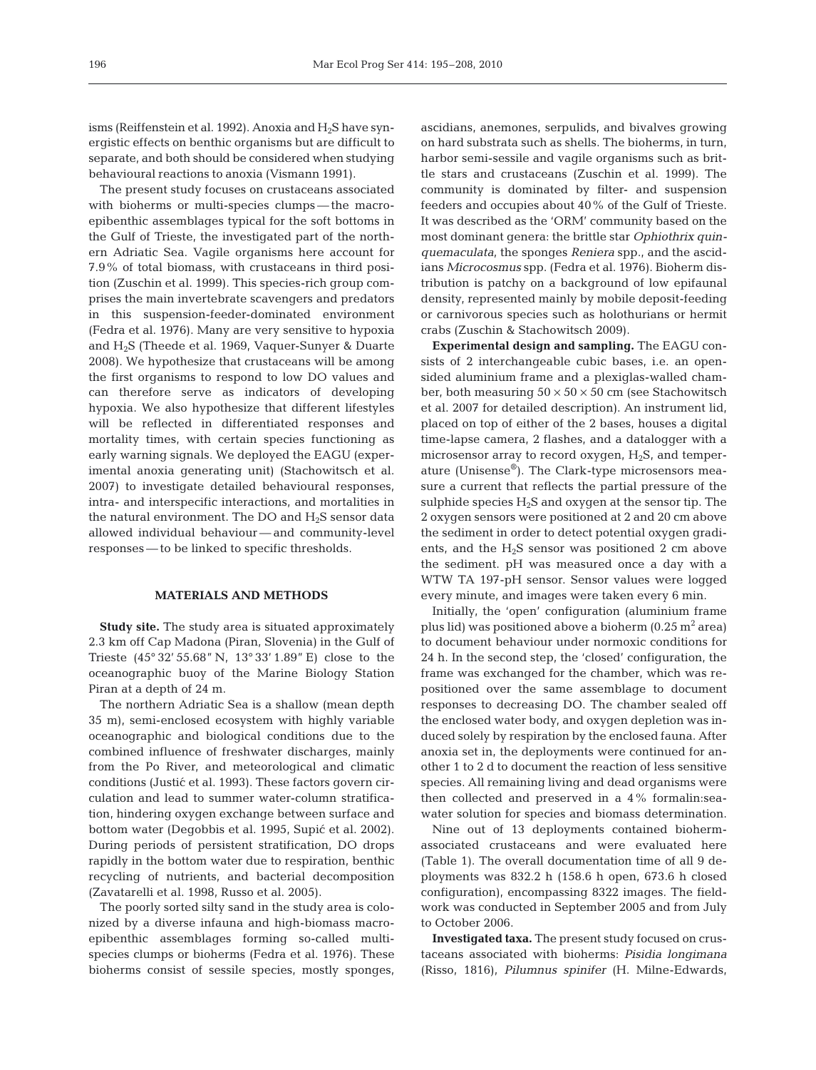isms (Reiffenstein et al. 1992). Anoxia and $H_2S$ have synergistic effects on benthic organisms but are difficult to separate, and both should be considered when studying behavioural reactions to anoxia (Vismann 1991).

The present study focuses on crustaceans associated with bioherms or multi-species clumps — the macroepibenthic assemblages typical for the soft bottoms in the Gulf of Trieste, the investigated part of the northern Adriatic Sea. Vagile organisms here account for 7.9% of total biomass, with crustaceans in third position (Zuschin et al. 1999). This species-rich group comprises the main invertebrate scavengers and predators in this suspension-feeder-dominated environment (Fedra et al. 1976). Many are very sensitive to hypoxia and $H_2S$ (Theede et al. 1969, Vaquer-Sunyer & Duarte 2008). We hypothesize that crustaceans will be among the first organisms to respond to low DO values and can therefore serve as indicators of developing hypoxia. We also hypothesize that different lifestyles will be reflected in differentiated responses and mortality times, with certain species functioning as early warning signals. We deployed the EAGU (experimental anoxia generating unit) (Stachowitsch et al. 2007) to investigate detailed behavioural responses, intra- and interspecific interactions, and mortalities in the natural environment. The DO and $H_2S$ sensor data allowed individual behaviour — and community-level responses — to be linked to specific thresholds.

## MATERIALS AND METHODS

**Study site.** The study area is situated approximately 2.3 km off Cap Madona (Piran, Slovenia) in the Gulf of Trieste (45° 32′ 55.68″ N, 13° 33′ 1.89″ E) close to the oceanographic buoy of the Marine Biology Station Piran at a depth of 24 m.

The northern Adriatic Sea is a shallow (mean depth 35 m), semi-enclosed ecosystem with highly variable oceanographic and biological conditions due to the combined influence of freshwater discharges, mainly from the Po River, and meteorological and climatic conditions (Justić et al. 1993). These factors govern circulation and lead to summer water-column stratification, hindering oxygen exchange between surface and bottom water (Degobbis et al. 1995, Supić et al. 2002). During periods of persistent stratification, DO drops rapidly in the bottom water due to respiration, benthic recycling of nutrients, and bacterial decomposition (Zavatarelli et al. 1998, Russo et al. 2005).

The poorly sorted silty sand in the study area is colonized by a diverse infauna and high-biomass macroepibenthic assemblages forming so-called multi-species clumps or bioherms (Fedra et al. 1976). These bioherms consist of sessile species, mostly sponges, ascidians, anemones, serpulids, and bivalves growing on hard substrata such as shells. The bioherms, in turn, harbor semi-sessile and vagile organisms such as brittle stars and crustaceans (Zuschin et al. 1999). The community is dominated by filter- and suspension feeders and occupies about 40% of the Gulf of Trieste. It was described as the 'ORM' community based on the most dominant genera: the brittle star *Ophiothrix quinquemaculata*, the sponges *Reniera* spp., and the ascidians *Microcosmus* spp. (Fedra et al. 1976). Bioherm distribution is patchy on a background of low epifaunal density, represented mainly by mobile deposit-feeding or carnivorous species such as holothurians or hermit crabs (Zuschin & Stachowitsch 2009).

**Experimental design and sampling.** The EAGU consists of 2 interchangeable cubic bases, i.e. an open-sided aluminium frame and a plexiglas-walled chamber, both measuring 50 × 50 × 50 cm (see Stachowitsch et al. 2007 for detailed description). An instrument lid, placed on top of either of the 2 bases, houses a digital time-lapse camera, 2 flashes, and a datalogger with a microsensor array to record oxygen, $H_2S$, and temperature (Unisense®). The Clark-type microsensors measure a current that reflects the partial pressure of the sulphide species $H_2S$ and oxygen at the sensor tip. The 2 oxygen sensors were positioned at 2 and 20 cm above the sediment in order to detect potential oxygen gradients, and the $H_2S$ sensor was positioned 2 cm above the sediment. pH was measured once a day with a WTW TA 197-pH sensor. Sensor values were logged every minute, and images were taken every 6 min.

Initially, the 'open' configuration (aluminium frame plus lid) was positioned above a bioherm (0.25 $m^2$ area) to document behaviour under normoxic conditions for 24 h. In the second step, the 'closed' configuration, the frame was exchanged for the chamber, which was repositioned over the same assemblage to document responses to decreasing DO. The chamber sealed off the enclosed water body, and oxygen depletion was induced solely by respiration by the enclosed fauna. After anoxia set in, the deployments were continued for another 1 to 2 d to document the reaction of less sensitive species. All remaining living and dead organisms were then collected and preserved in a 4% formalin:seawater solution for species and biomass determination.

Nine out of 13 deployments contained bioherm-associated crustaceans and were evaluated here (Table 1). The overall documentation time of all 9 deployments was 832.2 h (158.6 h open, 673.6 h closed configuration), encompassing 8322 images. The fieldwork was conducted in September 2005 and from July to October 2006.

**Investigated taxa.** The present study focused on crustaceans associated with bioherms: *Pisidia longimana* (Risso, 1816), *Pilumnus spinifer* (H. Milne-Edwards,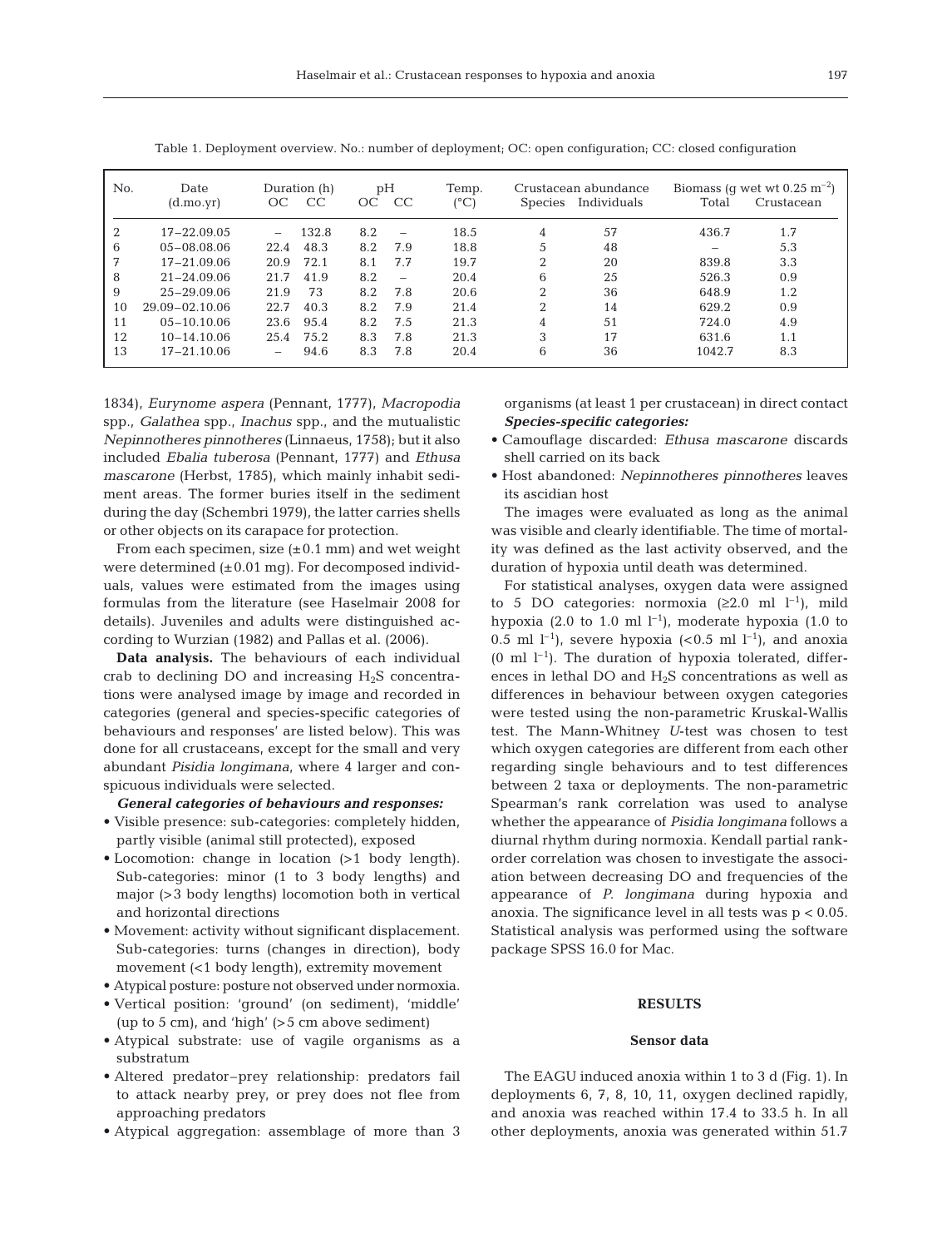Table 1. Deployment overview. No.: number of deployment; OC: open configuration; CC: closed configuration

| No. | Date (d.mo.yr) | Duration (h) | | pH | | Temp. (°C) | Crustacean abundance | | Biomass (g wet wt 0.25 $m^{-2}$) | |
|---|---|---|---|---|---|---|---|---|---|---|
| | | OC | CC | OC | CC | | Species | Individuals | Total | Crustacean |
| 2 | 17–22.09.05 | – | 132.8 | 8.2 | – | 18.5 | 4 | 57 | 436.7 | 1.7 |
| 6 | 05–08.08.06 | 22.4 | 48.3 | 8.2 | 7.9 | 18.8 | 5 | 48 | – | 5.3 |
| 7 | 17–21.09.06 | 20.9 | 72.1 | 8.1 | 7.7 | 19.7 | 2 | 20 | 839.8 | 3.3 |
| 8 | 21–24.09.06 | 21.7 | 41.9 | 8.2 | – | 20.4 | 6 | 25 | 526.3 | 0.9 |
| 9 | 25–29.09.06 | 21.9 | 73 | 8.2 | 7.8 | 20.6 | 2 | 36 | 648.9 | 1.2 |
| 10 | 29.09–02.10.06 | 22.7 | 40.3 | 8.2 | 7.9 | 21.4 | 2 | 14 | 629.2 | 0.9 |
| 11 | 05–10.10.06 | 23.6 | 95.4 | 8.2 | 7.5 | 21.3 | 4 | 51 | 724.0 | 4.9 |
| 12 | 10–14.10.06 | 25.4 | 75.2 | 8.3 | 7.8 | 21.3 | 3 | 17 | 631.6 | 1.1 |
| 13 | 17–21.10.06 | – | 94.6 | 8.3 | 7.8 | 20.4 | 6 | 36 | 1042.7 | 8.3 |

1834), *Eurynome aspera* (Pennant, 1777), *Macropodia* spp., *Galathea* spp., *Inachus* spp., and the mutualistic *Nepinnotheres pinnotheres* (Linnaeus, 1758); but it also included *Ebalia tuberosa* (Pennant, 1777) and *Ethusa mascarone* (Herbst, 1785), which mainly inhabit sediment areas. The former buries itself in the sediment during the day (Schembri 1979), the latter carries shells or other objects on its carapace for protection.

From each specimen, size (±0.1 mm) and wet weight were determined (±0.01 mg). For decomposed individuals, values were estimated from the images using formulas from the literature (see Haselmair 2008 for details). Juveniles and adults were distinguished according to Wurzian (1982) and Pallas et al. (2006).

**Data analysis.** The behaviours of each individual crab to declining DO and increasing $H_2S$ concentrations were analysed image by image and recorded in categories (general and species-specific categories of behaviours and responses' are listed below). This was done for all crustaceans, except for the small and very abundant *Pisidia longimana*, where 4 larger and conspicuous individuals were selected.

***General categories of behaviours and responses:***

- Visible presence: sub-categories: completely hidden, partly visible (animal still protected), exposed
- Locomotion: change in location (>1 body length). Sub-categories: minor (1 to 3 body lengths) and major (>3 body lengths) locomotion both in vertical and horizontal directions
- Movement: activity without significant displacement. Sub-categories: turns (changes in direction), body movement (<1 body length), extremity movement
- Atypical posture: posture not observed under normoxia.
- Vertical position: 'ground' (on sediment), 'middle' (up to 5 cm), and 'high' (>5 cm above sediment)
- Atypical substrate: use of vagile organisms as a substratum
- Altered predator–prey relationship: predators fail to attack nearby prey, or prey does not flee from approaching predators
- Atypical aggregation: assemblage of more than 3 organisms (at least 1 per crustacean) in direct contact

***Species-specific categories:***

- Camouflage discarded: *Ethusa mascarone* discards shell carried on its back
- Host abandoned: *Nepinnotheres pinnotheres* leaves its ascidian host

The images were evaluated as long as the animal was visible and clearly identifiable. The time of mortality was defined as the last activity observed, and the duration of hypoxia until death was determined.

For statistical analyses, oxygen data were assigned to 5 DO categories: normoxia (≥2.0 ml $l^{-1}$), mild hypoxia (2.0 to 1.0 ml $l^{-1}$), moderate hypoxia (1.0 to 0.5 ml $l^{-1}$), severe hypoxia (<0.5 ml $l^{-1}$), and anoxia (0 ml $l^{-1}$). The duration of hypoxia tolerated, differences in lethal DO and $H_2S$ concentrations as well as differences in behaviour between oxygen categories were tested using the non-parametric Kruskal-Wallis test. The Mann-Whitney *U*-test was chosen to test which oxygen categories are different from each other regarding single behaviours and to test differences between 2 taxa or deployments. The non-parametric Spearman's rank correlation was used to analyse whether the appearance of *Pisidia longimana* follows a diurnal rhythm during normoxia. Kendall partial rank-order correlation was chosen to investigate the association between decreasing DO and frequencies of the appearance of *P. longimana* during hypoxia and anoxia. The significance level in all tests was $p < 0.05$. Statistical analysis was performed using the software package SPSS 16.0 for Mac.

## RESULTS

### Sensor data

The EAGU induced anoxia within 1 to 3 d (Fig. 1). In deployments 6, 7, 8, 10, 11, oxygen declined rapidly, and anoxia was reached within 17.4 to 33.5 h. In all other deployments, anoxia was generated within 51.7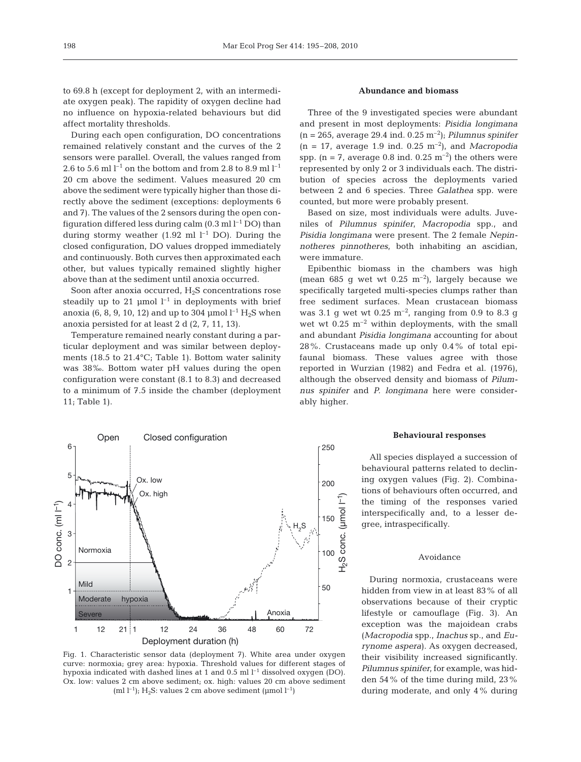to 69.8 h (except for deployment 2, with an intermediate oxygen peak). The rapidity of oxygen decline had no influence on hypoxia-related behaviours but did affect mortality thresholds.

During each open configuration, DO concentrations remained relatively constant and the curves of the 2 sensors were parallel. Overall, the values ranged from 2.6 to 5.6 ml $l^{-1}$ on the bottom and from 2.8 to 8.9 ml $l^{-1}$ 20 cm above the sediment. Values measured 20 cm above the sediment were typically higher than those directly above the sediment (exceptions: deployments 6 and 7). The values of the 2 sensors during the open configuration differed less during calm (0.3 ml $l^{-1}$ DO) than during stormy weather (1.92 ml $l^{-1}$ DO). During the closed configuration, DO values dropped immediately and continuously. Both curves then approximated each other, but values typically remained slightly higher above than at the sediment until anoxia occurred.

Soon after anoxia occurred, $H_2S$ concentrations rose steadily up to 21 µmol $l^{-1}$ in deployments with brief anoxia (6, 8, 9, 10, 12) and up to 304 µmol $l^{-1}$ $H_2S$ when anoxia persisted for at least 2 d (2, 7, 11, 13).

Temperature remained nearly constant during a particular deployment and was similar between deployments (18.5 to 21.4°C; Table 1). Bottom water salinity was 38‰. Bottom water pH values during the open configuration were constant (8.1 to 8.3) and decreased to a minimum of 7.5 inside the chamber (deployment 11; Table 1).

Open
Closed configuration
DO conc. (ml $l^{-1}$)
$H_2S$ conc. (µmol $l^{-1}$)
Ox. low
Ox. high
$H_2S$
Normoxia
Mild
Moderate hypoxia
Severe
Anoxia
Deployment duration (h)
0 1 2 3 4 5 6
50 100 150 200 250
1 12 21 1 12 24 36 48 60 72

Fig. 1. Characteristic sensor data (deployment 7). White area under oxygen curve: normoxia; grey area: hypoxia. Threshold values for different stages of hypoxia indicated with dashed lines at 1 and 0.5 ml $l^{-1}$ dissolved oxygen (DO). Ox. low: values 2 cm above sediment; ox. high: values 20 cm above sediment (ml $l^{-1}$); $H_2S$: values 2 cm above sediment (µmol $l^{-1}$)

### Abundance and biomass

Three of the 9 investigated species were abundant and present in most deployments: *Pisidia longimana* (n = 265, average 29.4 ind. 0.25 $m^{-2}$); *Pilumnus spinifer* (n = 17, average 1.9 ind. 0.25 $m^{-2}$), and *Macropodia* spp. (n = 7, average 0.8 ind. 0.25 $m^{-2}$) the others were represented by only 2 or 3 individuals each. The distribution of species across the deployments varied between 2 and 6 species. Three *Galathea* spp. were counted, but more were probably present.

Based on size, most individuals were adults. Juveniles of *Pilumnus spinifer*, *Macropodia* spp., and *Pisidia longimana* were present. The 2 female *Nepinnotheres pinnotheres*, both inhabiting an ascidian, were immature.

Epibenthic biomass in the chambers was high (mean 685 g wet wt 0.25 $m^{-2}$), largely because we specifically targeted multi-species clumps rather than free sediment surfaces. Mean crustacean biomass was 3.1 g wet wt 0.25 $m^{-2}$, ranging from 0.9 to 8.3 g wet wt 0.25 $m^{-2}$ within deployments, with the small and abundant *Pisidia longimana* accounting for about 28%. Crustaceans made up only 0.4% of total epifaunal biomass. These values agree with those reported in Wurzian (1982) and Fedra et al. (1976), although the observed density and biomass of *Pilumnus spinifer* and *P. longimana* here were considerably higher.

### Behavioural responses

All species displayed a succession of behavioural patterns related to declining oxygen values (Fig. 2). Combinations of behaviours often occurred, and the timing of the responses varied interspecifically and, to a lesser degree, intraspecifically.

#### Avoidance

During normoxia, crustaceans were hidden from view in at least 83% of all observations because of their cryptic lifestyle or camouflage (Fig. 3). An exception was the majoidean crabs (*Macropodia* spp., *Inachus* sp., and *Eurynome aspera*). As oxygen decreased, their visibility increased significantly. *Pilumnus spinifer*, for example, was hidden 54% of the time during mild, 23% during moderate, and only 4% during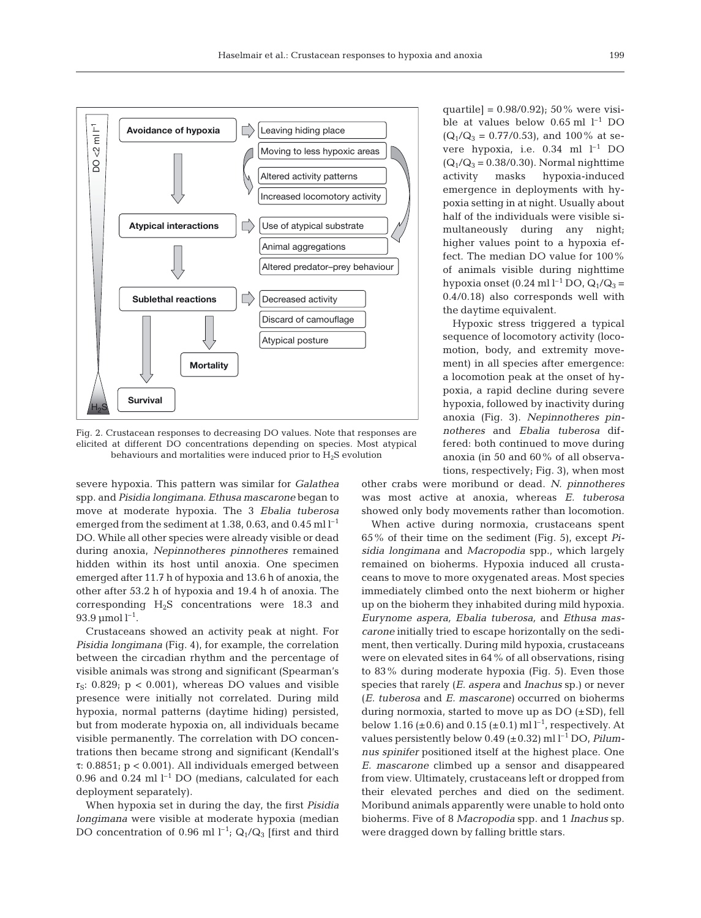DO <2 ml l$^{-1}$

Avoidance of hypoxia

Leaving hiding place

Moving to less hypoxic areas

Altered activity patterns

Increased locomotory activity

Atypical interactions

Use of atypical substrate

Animal aggregations

Altered predator–prey behaviour

Sublethal reactions

Decreased activity

Discard of camouflage

Atypical posture

Mortality

Survival

$H_2S$

Fig. 2. Crustacean responses to decreasing DO values. Note that responses are elicited at different DO concentrations depending on species. Most atypical behaviours and mortalities were induced prior to $H_2S$ evolution

severe hypoxia. This pattern was similar for *Galathea* spp. and *Pisidia longimana*. *Ethusa mascarone* began to move at moderate hypoxia. The 3 *Ebalia tuberosa* emerged from the sediment at 1.38, 0.63, and 0.45 ml l$^{-1}$ DO. While all other species were already visible or dead during anoxia, *Nepinnotheres pinnotheres* remained hidden within its host until anoxia. One specimen emerged after 11.7 h of hypoxia and 13.6 h of anoxia, the other after 53.2 h of hypoxia and 19.4 h of anoxia. The corresponding $H_2S$ concentrations were 18.3 and 93.9 µmol l$^{-1}$.

Crustaceans showed an activity peak at night. For *Pisidia longimana* (Fig. 4), for example, the correlation between the circadian rhythm and the percentage of visible animals was strong and significant (Spearman's $r_S$: 0.829; $p < 0.001$), whereas DO values and visible presence were initially not correlated. During mild hypoxia, normal patterns (daytime hiding) persisted, but from moderate hypoxia on, all individuals became visible permanently. The correlation with DO concentrations then became strong and significant (Kendall's τ: 0.8851; $p < 0.001$). All individuals emerged between 0.96 and 0.24 ml l$^{-1}$ DO (medians, calculated for each deployment separately).

When hypoxia set in during the day, the first *Pisidia longimana* were visible at moderate hypoxia (median DO concentration of 0.96 ml l$^{-1}$; $Q_1/Q_3$ [first and third quartile] = 0.98/0.92); 50% were visible at values below 0.65 ml l$^{-1}$ DO ($Q_1/Q_3$ = 0.77/0.53), and 100% at severe hypoxia, i.e. 0.34 ml l$^{-1}$ DO ($Q_1/Q_3$ = 0.38/0.30). Normal nighttime activity masks hypoxia-induced emergence in deployments with hypoxia setting in at night. Usually about half of the individuals were visible simultaneously during any night; higher values point to a hypoxia effect. The median DO value for 100% of animals visible during nighttime hypoxia onset (0.24 ml l$^{-1}$ DO, $Q_1/Q_3$ = 0.4/0.18) also corresponds well with the daytime equivalent.

Hypoxic stress triggered a typical sequence of locomotory activity (locomotion, body, and extremity movement) in all species after emergence: a locomotion peak at the onset of hypoxia, a rapid decline during severe hypoxia, followed by inactivity during anoxia (Fig. 3). *Nepinnotheres pinnotheres* and *Ebalia tuberosa* differed: both continued to move during anoxia (in 50 and 60% of all observations, respectively; Fig. 3), when most other crabs were moribund or dead. *N. pinnotheres* was most active at anoxia, whereas *E. tuberosa* showed only body movements rather than locomotion.

When active during normoxia, crustaceans spent 65% of their time on the sediment (Fig. 5), except *Pisidia longimana* and *Macropodia* spp., which largely remained on bioherms. Hypoxia induced all crustaceans to move to more oxygenated areas. Most species immediately climbed onto the next bioherm or higher up on the bioherm they inhabited during mild hypoxia. *Eurynome aspera, Ebalia tuberosa,* and *Ethusa mascarone* initially tried to escape horizontally on the sediment, then vertically. During mild hypoxia, crustaceans were on elevated sites in 64% of all observations, rising to 83% during moderate hypoxia (Fig. 5). Even those species that rarely (*E. aspera* and *Inachus* sp.) or never (*E. tuberosa* and *E. mascarone*) occurred on bioherms during normoxia, started to move up as DO (±SD), fell below 1.16 (±0.6) and 0.15 (±0.1) ml l$^{-1}$, respectively. At values persistently below 0.49 (±0.32) ml l$^{-1}$ DO, *Pilumnus spinifer* positioned itself at the highest place. One *E. mascarone* climbed up a sensor and disappeared from view. Ultimately, crustaceans left or dropped from their elevated perches and died on the sediment. Moribund animals apparently were unable to hold onto bioherms. Five of 8 *Macropodia* spp. and 1 *Inachus* sp. were dragged down by falling brittle stars.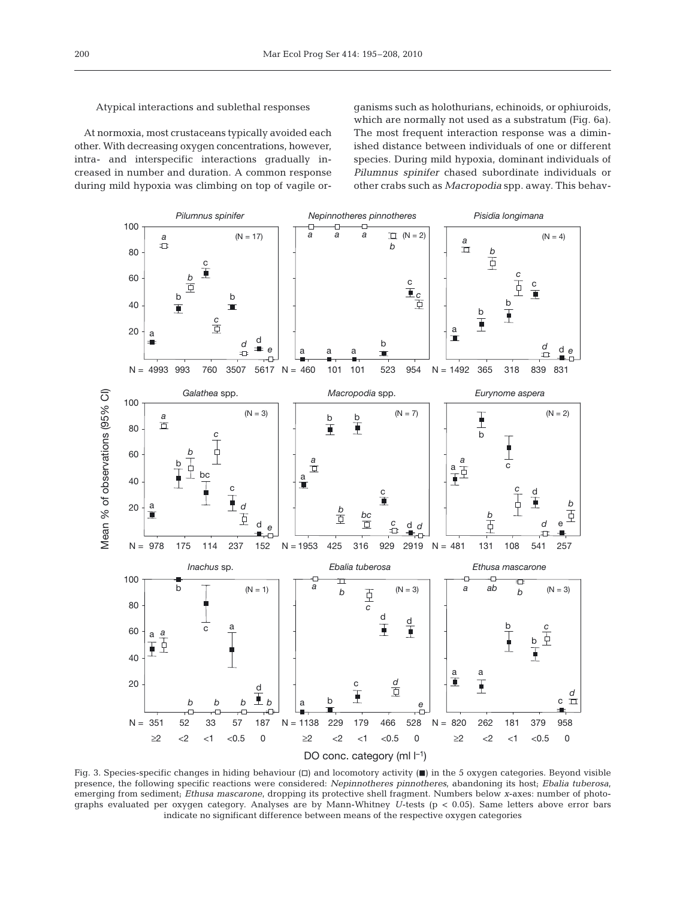### Atypical interactions and sublethal responses

At normoxia, most crustaceans typically avoided each other. With decreasing oxygen concentrations, however, intra- and interspecific interactions gradually increased in number and duration. A common response during mild hypoxia was climbing on top of vagile organisms such as holothurians, echinoids, or ophiuroids, which are normally not used as a substratum (Fig. 6a). The most frequent interaction response was a diminished distance between individuals of one or different species. During mild hypoxia, dominant individuals of *Pilumnus spinifer* chased subordinate individuals or other crabs such as *Macropodia* spp. away. This behav-

Mean % of observations (95% CI)

DO conc. category (ml l⁻¹)

*Pilumnus spinifer* (N = 17)
N = 4993 993 760 3507 5617

*Nepinnotheres pinnotheres* (N = 2)
N = 460 101 101 523 954

*Pisidia longimana* (N = 4)
N = 1492 365 318 839 831

*Galathea* spp. (N = 3)
N = 978 175 114 237 152

*Macropodia* spp. (N = 7)
N = 1953 425 316 929 2919

*Eurynome aspera* (N = 2)
N = 481 131 108 541 257

*Inachus* sp. (N = 1)
N = 351 52 33 57 187

*Ebalia tuberosa* (N = 3)
N = 1138 229 179 466 528

*Ethusa mascarone* (N = 3)
N = 820 262 181 379 958

≥2 <2 <1 <0.5 0

Fig. 3. Species-specific changes in hiding behaviour (□) and locomotory activity (■) in the 5 oxygen categories. Beyond visible presence, the following specific reactions were considered: *Nepinnotheres pinnotheres*, abandoning its host; *Ebalia tuberosa*, emerging from sediment; *Ethusa mascarone*, dropping its protective shell fragment. Numbers below *x*-axes: number of photographs evaluated per oxygen category. Analyses are by Mann-Whitney *U*-tests ($p < 0.05$). Same letters above error bars indicate no significant difference between means of the respective oxygen categories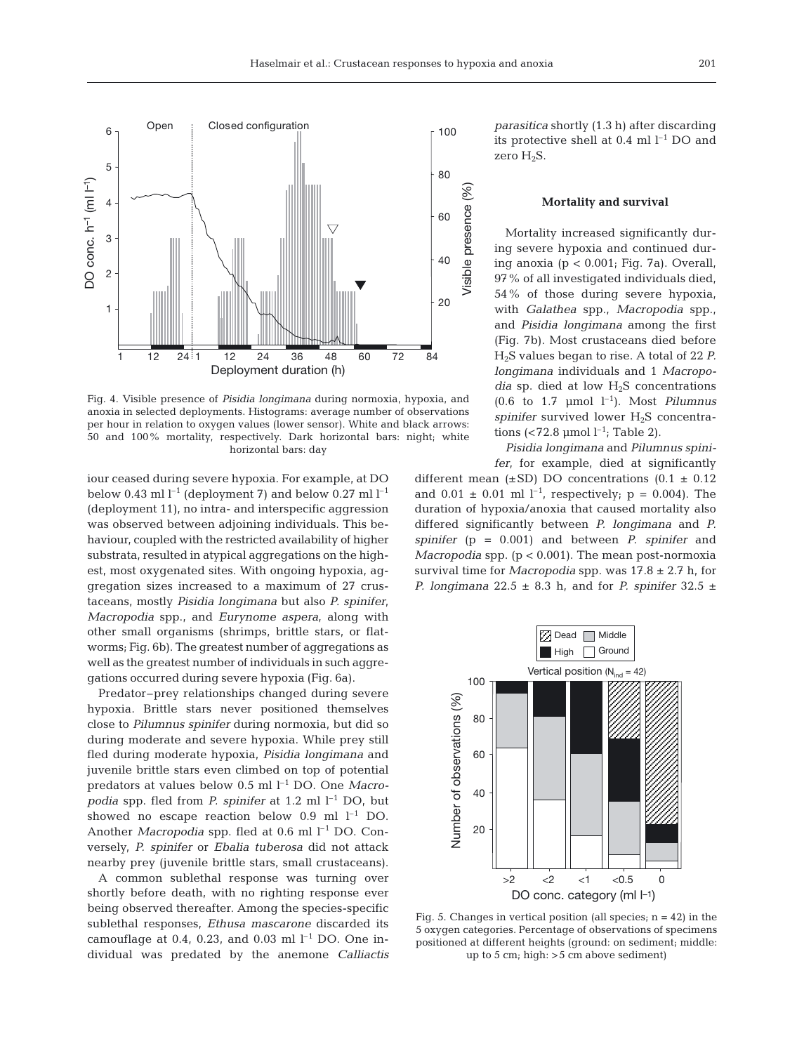Open

Closed configuration

DO conc. h$^{-1}$ (ml l$^{-1}$)

Visible presence (%)

Deployment duration (h)

Fig. 4. Visible presence of *Pisidia longimana* during normoxia, hypoxia, and anoxia in selected deployments. Histograms: average number of observations per hour in relation to oxygen values (lower sensor). White and black arrows: 50 and 100% mortality, respectively. Dark horizontal bars: night; white horizontal bars: day

iour ceased during severe hypoxia. For example, at DO below 0.43 ml l$^{-1}$ (deployment 7) and below 0.27 ml l$^{-1}$ (deployment 11), no intra- and interspecific aggression was observed between adjoining individuals. This behaviour, coupled with the restricted availability of higher substrata, resulted in atypical aggregations on the highest, most oxygenated sites. With ongoing hypoxia, aggregation sizes increased to a maximum of 27 crustaceans, mostly *Pisidia longimana* but also *P. spinifer*, *Macropodia* spp., and *Eurynome aspera*, along with other small organisms (shrimps, brittle stars, or flatworms; Fig. 6b). The greatest number of aggregations as well as the greatest number of individuals in such aggregations occurred during severe hypoxia (Fig. 6a).

Predator–prey relationships changed during severe hypoxia. Brittle stars never positioned themselves close to *Pilumnus spinifer* during normoxia, but did so during moderate and severe hypoxia. While prey still fled during moderate hypoxia, *Pisidia longimana* and juvenile brittle stars even climbed on top of potential predators at values below 0.5 ml l$^{-1}$ DO. One *Macropodia* spp. fled from *P. spinifer* at 1.2 ml l$^{-1}$ DO, but showed no escape reaction below 0.9 ml l$^{-1}$ DO. Another *Macropodia* spp. fled at 0.6 ml l$^{-1}$ DO. Conversely, *P. spinifer* or *Ebalia tuberosa* did not attack nearby prey (juvenile brittle stars, small crustaceans).

A common sublethal response was turning over shortly before death, with no righting response ever being observed thereafter. Among the species-specific sublethal responses, *Ethusa mascarone* discarded its camouflage at 0.4, 0.23, and 0.03 ml l$^{-1}$ DO. One individual was predated by the anemone *Calliactis parasitica* shortly (1.3 h) after discarding its protective shell at 0.4 ml l$^{-1}$ DO and zero $H_2S$.

### Mortality and survival

Mortality increased significantly during severe hypoxia and continued during anoxia ($p < 0.001$; Fig. 7a). Overall, 97% of all investigated individuals died, 54% of those during severe hypoxia, with *Galathea* spp., *Macropodia* spp., and *Pisidia longimana* among the first (Fig. 7b). Most crustaceans died before $H_2S$ values began to rise. A total of 22 *P. longimana* individuals and 1 *Macropodia* sp. died at low $H_2S$ concentrations (0.6 to 1.7 µmol l$^{-1}$). Most *Pilumnus spinifer* survived lower $H_2S$ concentrations (<72.8 µmol l$^{-1}$; Table 2).

*Pisidia longimana* and *Pilumnus spinifer*, for example, died at significantly different mean (±SD) DO concentrations (0.1 ± 0.12 and 0.01 ± 0.01 ml l$^{-1}$, respectively; $p = 0.004$). The duration of hypoxia/anoxia that caused mortality also differed significantly between *P. longimana* and *P. spinifer* ($p = 0.001$) and between *P. spinifer* and *Macropodia* spp. ($p < 0.001$). The mean post-normoxia survival time for *Macropodia* spp. was 17.8 ± 2.7 h, for *P. longimana* 22.5 ± 8.3 h, and for *P. spinifer* 32.5 ±

Dead  Middle  High  Ground

Vertical position ($N_{ind}$ = 42)

Number of observations (%)

DO conc. category (ml l$^{-1}$)

>2  <2  <1  <0.5  0

Fig. 5. Changes in vertical position (all species; n = 42) in the 5 oxygen categories. Percentage of observations of specimens positioned at different heights (ground: on sediment; middle: up to 5 cm; high: >5 cm above sediment)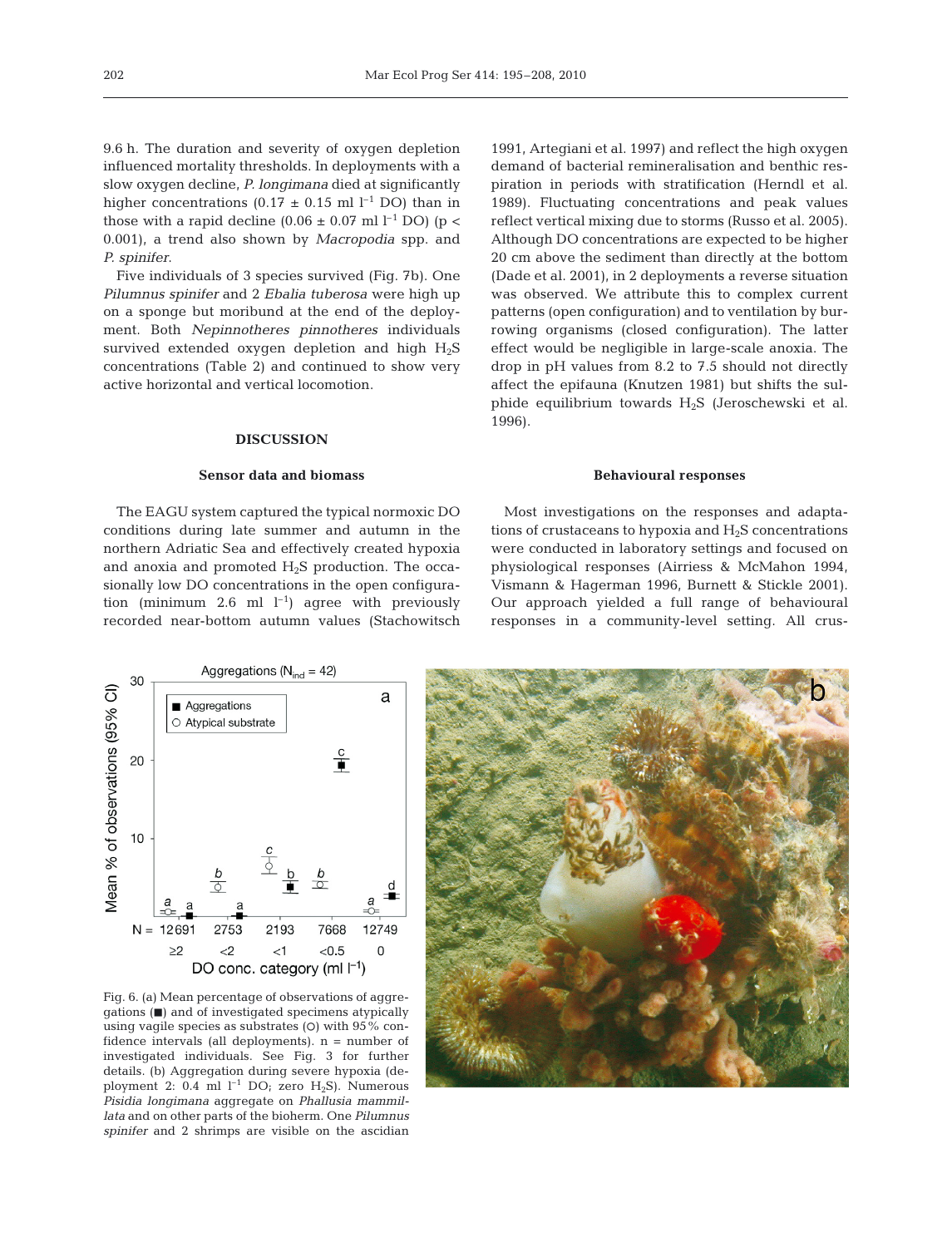9.6 h. The duration and severity of oxygen depletion influenced mortality thresholds. In deployments with a slow oxygen decline, *P. longimana* died at significantly higher concentrations (0.17 ± 0.15 ml $l^{-1}$ DO) than in those with a rapid decline (0.06 ± 0.07 ml $l^{-1}$ DO) ($p < 0.001$), a trend also shown by *Macropodia* spp. and *P. spinifer*.

Five individuals of 3 species survived (Fig. 7b). One *Pilumnus spinifer* and 2 *Ebalia tuberosa* were high up on a sponge but moribund at the end of the deployment. Both *Nepinnotheres pinnotheres* individuals survived extended oxygen depletion and high $H_2S$ concentrations (Table 2) and continued to show very active horizontal and vertical locomotion.

## DISCUSSION

### Sensor data and biomass

The EAGU system captured the typical normoxic DO conditions during late summer and autumn in the northern Adriatic Sea and effectively created hypoxia and anoxia and promoted $H_2S$ production. The occasionally low DO concentrations in the open configuration (minimum 2.6 ml $l^{-1}$) agree with previously recorded near-bottom autumn values (Stachowitsch 1991, Artegiani et al. 1997) and reflect the high oxygen demand of bacterial remineralisation and benthic respiration in periods with stratification (Herndl et al. 1989). Fluctuating concentrations and peak values reflect vertical mixing due to storms (Russo et al. 2005). Although DO concentrations are expected to be higher 20 cm above the sediment than directly at the bottom (Dade et al. 2001), in 2 deployments a reverse situation was observed. We attribute this to complex current patterns (open configuration) and to ventilation by burrowing organisms (closed configuration). The latter effect would be negligible in large-scale anoxia. The drop in pH values from 8.2 to 7.5 should not directly affect the epifauna (Knutzen 1981) but shifts the sulphide equilibrium towards $H_2S$ (Jeroschewski et al. 1996).

### Behavioural responses

Most investigations on the responses and adaptations of crustaceans to hypoxia and $H_2S$ concentrations were conducted in laboratory settings and focused on physiological responses (Airriess & McMahon 1994, Vismann & Hagerman 1996, Burnett & Stickle 2001). Our approach yielded a full range of behavioural responses in a community-level setting. All crus-

Aggregations ($N_{ind}$ = 42)

a

Aggregations

Atypical substrate

Mean % of observations (95% CI)

30

20

10

a a b a c b b c a d

N = 12691 2753 2193 7668 12749

≥2 <2 <1 <0.5 0

DO conc. category (ml $l^{-1}$)

b

Fig. 6. (a) Mean percentage of observations of aggregations (■) and of investigated specimens atypically using vagile species as substrates (○) with 95% confidence intervals (all deployments). n = number of investigated individuals. See Fig. 3 for further details. (b) Aggregation during severe hypoxia (deployment 2: 0.4 ml $l^{-1}$ DO; zero $H_2S$). Numerous *Pisidia longimana* aggregate on *Phallusia mammillata* and on other parts of the bioherm. One *Pilumnus spinifer* and 2 shrimps are visible on the ascidian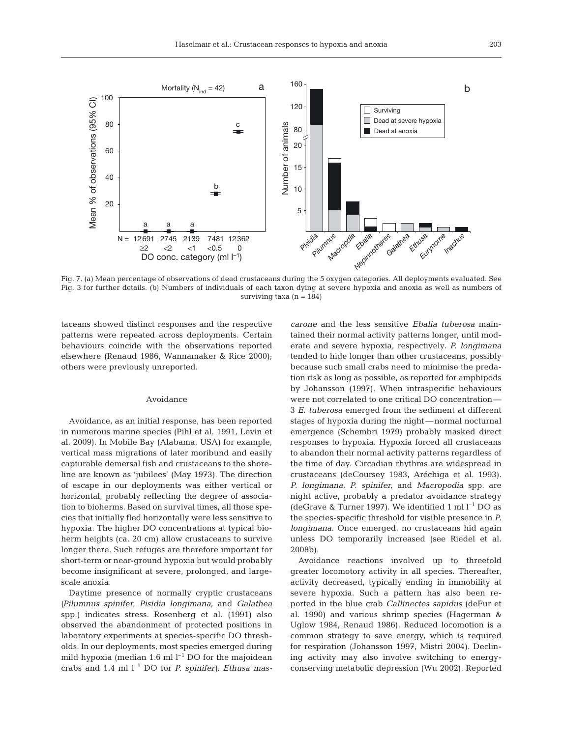Mortality ($N_{ind}$ = 42)

a

Mean % of observations (95% CI)

100

80

60

40

20

a a a b c

N = 12 691 2745 2139 7481 12 362

≥2 <2 <1 <0.5 0

DO conc. category (ml $l^{-1}$)

b

Number of animals

160

120

80

20

15

10

5

Surviving

Dead at severe hypoxia

Dead at anoxia

Pisidia Pilumnus Macropodia Ebalia Nepinnotheres Galathea Ethusa Eurynome Inachus

Fig. 7. (a) Mean percentage of observations of dead crustaceans during the 5 oxygen categories. All deployments evaluated. See Fig. 3 for further details. (b) Numbers of individuals of each taxon dying at severe hypoxia and anoxia as well as numbers of surviving taxa (n = 184)

taceans showed distinct responses and the respective patterns were repeated across deployments. Certain behaviours coincide with the observations reported elsewhere (Renaud 1986, Wannamaker & Rice 2000); others were previously unreported.

### Avoidance

Avoidance, as an initial response, has been reported in numerous marine species (Pihl et al. 1991, Levin et al. 2009). In Mobile Bay (Alabama, USA) for example, vertical mass migrations of later moribund and easily capturable demersal fish and crustaceans to the shoreline are known as 'jubilees' (May 1973). The direction of escape in our deployments was either vertical or horizontal, probably reflecting the degree of association to bioherms. Based on survival times, all those species that initially fled horizontally were less sensitive to hypoxia. The higher DO concentrations at typical bioherm heights (ca. 20 cm) allow crustaceans to survive longer there. Such refuges are therefore important for short-term or near-ground hypoxia but would probably become insignificant at severe, prolonged, and large-scale anoxia.

Daytime presence of normally cryptic crustaceans (*Pilumnus spinifer*, *Pisidia longimana,* and *Galathea* spp.) indicates stress. Rosenberg et al. (1991) also observed the abandonment of protected positions in laboratory experiments at species-specific DO thresholds. In our deployments, most species emerged during mild hypoxia (median 1.6 ml $l^{-1}$ DO for the majoidean crabs and 1.4 ml $l^{-1}$ DO for *P. spinifer*). *Ethusa mascarone* and the less sensitive *Ebalia tuberosa* maintained their normal activity patterns longer, until moderate and severe hypoxia, respectively. *P. longimana* tended to hide longer than other crustaceans, possibly because such small crabs need to minimise the predation risk as long as possible, as reported for amphipods by Johansson (1997). When intraspecific behaviours were not correlated to one critical DO concentration—3 *E. tuberosa* emerged from the sediment at different stages of hypoxia during the night—normal nocturnal emergence (Schembri 1979) probably masked direct responses to hypoxia. Hypoxia forced all crustaceans to abandon their normal activity patterns regardless of the time of day. Circadian rhythms are widespread in crustaceans (deCoursey 1983, Aréchiga et al. 1993). *P. longimana, P. spinifer,* and *Macropodia* spp. are night active, probably a predator avoidance strategy (deGrave & Turner 1997). We identified 1 ml $l^{-1}$ DO as the species-specific threshold for visible presence in *P. longimana*. Once emerged, no crustaceans hid again unless DO temporarily increased (see Riedel et al. 2008b).

Avoidance reactions involved up to threefold greater locomotory activity in all species. Thereafter, activity decreased, typically ending in immobility at severe hypoxia. Such a pattern has also been reported in the blue crab *Callinectes sapidus* (deFur et al. 1990) and various shrimp species (Hagerman & Uglow 1984, Renaud 1986). Reduced locomotion is a common strategy to save energy, which is required for respiration (Johansson 1997, Mistri 2004). Declining activity may also involve switching to energy-conserving metabolic depression (Wu 2002). Reported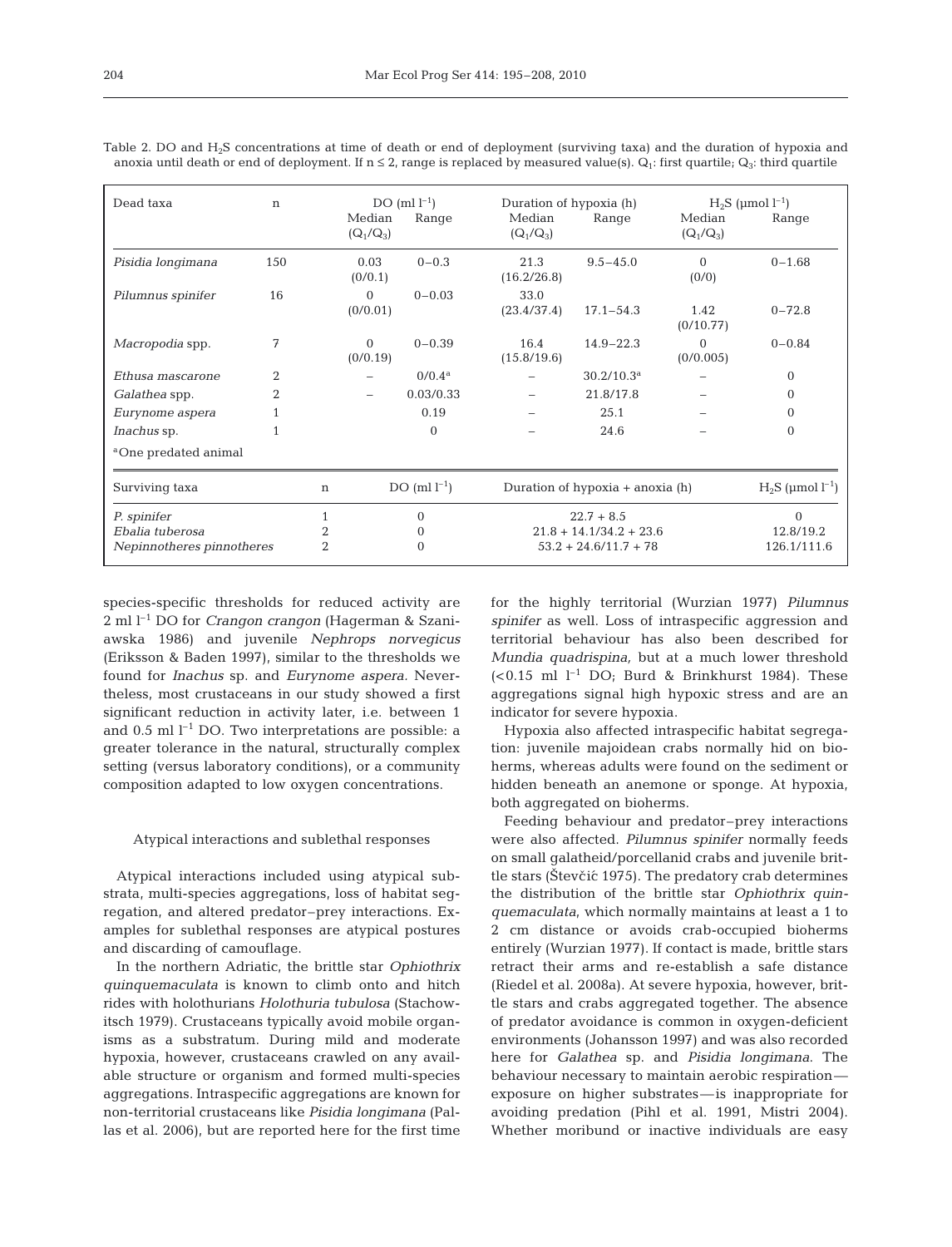Table 2. DO and $H_2S$ concentrations at time of death or end of deployment (surviving taxa) and the duration of hypoxia and anoxia until death or end of deployment. If n ≤ 2, range is replaced by measured value(s). $Q_1$: first quartile; $Q_3$: third quartile

| Dead taxa | n | DO (ml $l^{-1}$) Median ($Q_1$/$Q_3$) | DO (ml $l^{-1}$) Range | Duration of hypoxia (h) Median ($Q_1$/$Q_3$) | Duration of hypoxia (h) Range | $H_2S$ (µmol $l^{-1}$) Median ($Q_1$/$Q_3$) | $H_2S$ (µmol $l^{-1}$) Range |
|---|---|---|---|---|---|---|---|
| *Pisidia longimana* | 150 | 0.03 (0/0.1) | 0–0.3 | 21.3 (16.2/26.8) | 9.5–45.0 | 0 (0/0) | 0–1.68 |
| *Pilumnus spinifer* | 16 | 0 (0/0.01) | 0–0.03 | 33.0 (23.4/37.4) | 17.1–54.3 | 1.42 (0/10.77) | 0–72.8 |
| *Macropodia* spp. | 7 | 0 (0/0.19) | 0–0.39 | 16.4 (15.8/19.6) | 14.9–22.3 | 0 (0/0.005) | 0–0.84 |
| *Ethusa mascarone* | 2 | – | 0/0.4[a] | – | 30.2/10.3[a] | – | 0 |
| *Galathea* spp. | 2 | – | 0.03/0.33 | – | 21.8/17.8 | – | 0 |
| *Eurynome aspera* | 1 | | 0.19 | – | 25.1 | – | 0 |
| *Inachus* sp. | 1 | | 0 | – | 24.6 | – | 0 |

[a]One predated animal

| Surviving taxa | n | DO (ml $l^{-1}$) | Duration of hypoxia + anoxia (h) | $H_2S$ (µmol $l^{-1}$) |
|---|---|---|---|---|
| *P. spinifer* | 1 | 0 | 22.7 + 8.5 | 0 |
| *Ebalia tuberosa* | 2 | 0 | 21.8 + 14.1/34.2 + 23.6 | 12.8/19.2 |
| *Nepinnotheres pinnotheres* | 2 | 0 | 53.2 + 24.6/11.7 + 78 | 126.1/111.6 |

species-specific thresholds for reduced activity are 2 ml $l^{-1}$ DO for *Crangon crangon* (Hagerman & Szaniawska 1986) and juvenile *Nephrops norvegicus* (Eriksson & Baden 1997), similar to the thresholds we found for *Inachus* sp. and *Eurynome aspera*. Nevertheless, most crustaceans in our study showed a first significant reduction in activity later, i.e. between 1 and 0.5 ml $l^{-1}$ DO. Two interpretations are possible: a greater tolerance in the natural, structurally complex setting (versus laboratory conditions), or a community composition adapted to low oxygen concentrations.

### Atypical interactions and sublethal responses

Atypical interactions included using atypical substrata, multi-species aggregations, loss of habitat segregation, and altered predator–prey interactions. Examples for sublethal responses are atypical postures and discarding of camouflage.

In the northern Adriatic, the brittle star *Ophiothrix quinquemaculata* is known to climb onto and hitch rides with holothurians *Holothuria tubulosa* (Stachowitsch 1979). Crustaceans typically avoid mobile organisms as a substratum. During mild and moderate hypoxia, however, crustaceans crawled on any available structure or organism and formed multi-species aggregations. Intraspecific aggregations are known for non-territorial crustaceans like *Pisidia longimana* (Pallas et al. 2006), but are reported here for the first time for the highly territorial (Wurzian 1977) *Pilumnus spinifer* as well. Loss of intraspecific aggression and territorial behaviour has also been described for *Mundia quadrispina*, but at a much lower threshold (<0.15 ml $l^{-1}$ DO; Burd & Brinkhurst 1984). These aggregations signal high hypoxic stress and are an indicator for severe hypoxia.

Hypoxia also affected intraspecific habitat segregation: juvenile majoidean crabs normally hid on bioherms, whereas adults were found on the sediment or hidden beneath an anemone or sponge. At hypoxia, both aggregated on bioherms.

Feeding behaviour and predator–prey interactions were also affected. *Pilumnus spinifer* normally feeds on small galatheid/porcellanid crabs and juvenile brittle stars (Števčić 1975). The predatory crab determines the distribution of the brittle star *Ophiothrix quinquemaculata*, which normally maintains at least a 1 to 2 cm distance or avoids crab-occupied bioherms entirely (Wurzian 1977). If contact is made, brittle stars retract their arms and re-establish a safe distance (Riedel et al. 2008a). At severe hypoxia, however, brittle stars and crabs aggregated together. The absence of predator avoidance is common in oxygen-deficient environments (Johansson 1997) and was also recorded here for *Galathea* sp. and *Pisidia longimana*. The behaviour necessary to maintain aerobic respiration—exposure on higher substrates—is inappropriate for avoiding predation (Pihl et al. 1991, Mistri 2004). Whether moribund or inactive individuals are easy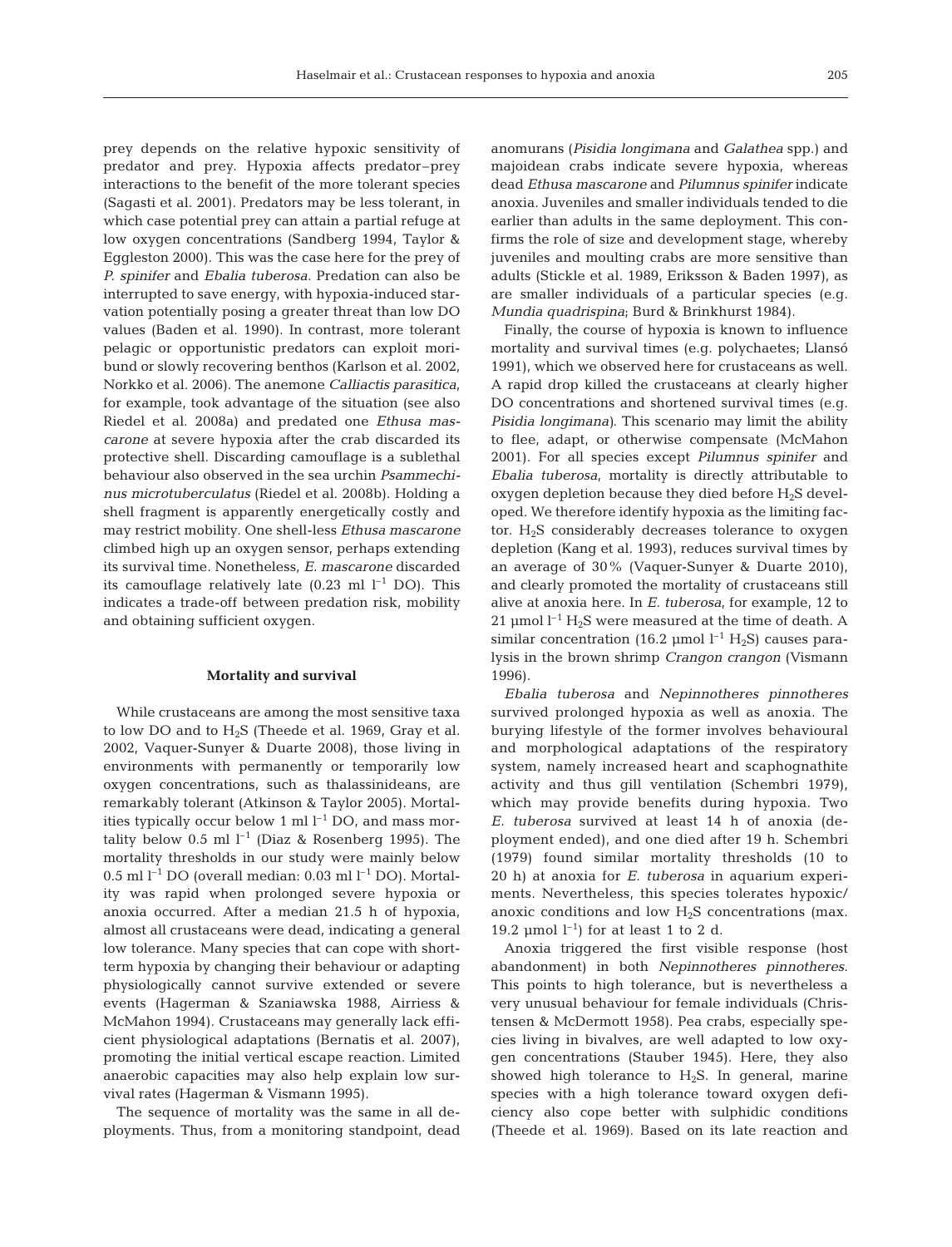prey depends on the relative hypoxic sensitivity of predator and prey. Hypoxia affects predator–prey interactions to the benefit of the more tolerant species (Sagasti et al. 2001). Predators may be less tolerant, in which case potential prey can attain a partial refuge at low oxygen concentrations (Sandberg 1994, Taylor & Eggleston 2000). This was the case here for the prey of *P. spinifer* and *Ebalia tuberosa*. Predation can also be interrupted to save energy, with hypoxia-induced starvation potentially posing a greater threat than low DO values (Baden et al. 1990). In contrast, more tolerant pelagic or opportunistic predators can exploit moribund or slowly recovering benthos (Karlson et al. 2002, Norkko et al. 2006). The anemone *Calliactis parasitica*, for example, took advantage of the situation (see also Riedel et al. 2008a) and predated one *Ethusa mascarone* at severe hypoxia after the crab discarded its protective shell. Discarding camouflage is a sublethal behaviour also observed in the sea urchin *Psammechinus microtuberculatus* (Riedel et al. 2008b). Holding a shell fragment is apparently energetically costly and may restrict mobility. One shell-less *Ethusa mascarone* climbed high up an oxygen sensor, perhaps extending its survival time. Nonetheless, *E. mascarone* discarded its camouflage relatively late (0.23 ml $l^{-1}$ DO). This indicates a trade-off between predation risk, mobility and obtaining sufficient oxygen.

## Mortality and survival

While crustaceans are among the most sensitive taxa to low DO and to $H_2S$ (Theede et al. 1969, Gray et al. 2002, Vaquer-Sunyer & Duarte 2008), those living in environments with permanently or temporarily low oxygen concentrations, such as thalassinideans, are remarkably tolerant (Atkinson & Taylor 2005). Mortalities typically occur below 1 ml $l^{-1}$ DO, and mass mortality below 0.5 ml $l^{-1}$ (Diaz & Rosenberg 1995). The mortality thresholds in our study were mainly below 0.5 ml $l^{-1}$ DO (overall median: 0.03 ml $l^{-1}$ DO). Mortality was rapid when prolonged severe hypoxia or anoxia occurred. After a median 21.5 h of hypoxia, almost all crustaceans were dead, indicating a general low tolerance. Many species that can cope with short-term hypoxia by changing their behaviour or adapting physiologically cannot survive extended or severe events (Hagerman & Szaniawska 1988, Airriess & McMahon 1994). Crustaceans may generally lack efficient physiological adaptations (Bernatis et al. 2007), promoting the initial vertical escape reaction. Limited anaerobic capacities may also help explain low survival rates (Hagerman & Vismann 1995).

The sequence of mortality was the same in all deployments. Thus, from a monitoring standpoint, dead anomurans (*Pisidia longimana* and *Galathea* spp.) and majoidean crabs indicate severe hypoxia, whereas dead *Ethusa mascarone* and *Pilumnus spinifer* indicate anoxia. Juveniles and smaller individuals tended to die earlier than adults in the same deployment. This confirms the role of size and development stage, whereby juveniles and moulting crabs are more sensitive than adults (Stickle et al. 1989, Eriksson & Baden 1997), as are smaller individuals of a particular species (e.g. *Mundia quadrispina*; Burd & Brinkhurst 1984).

Finally, the course of hypoxia is known to influence mortality and survival times (e.g. polychaetes; Llansó 1991), which we observed here for crustaceans as well. A rapid drop killed the crustaceans at clearly higher DO concentrations and shortened survival times (e.g. *Pisidia longimana*). This scenario may limit the ability to flee, adapt, or otherwise compensate (McMahon 2001). For all species except *Pilumnus spinifer* and *Ebalia tuberosa*, mortality is directly attributable to oxygen depletion because they died before $H_2S$ developed. We therefore identify hypoxia as the limiting factor. $H_2S$ considerably decreases tolerance to oxygen depletion (Kang et al. 1993), reduces survival times by an average of 30% (Vaquer-Sunyer & Duarte 2010), and clearly promoted the mortality of crustaceans still alive at anoxia here. In *E. tuberosa*, for example, 12 to 21 µmol $l^{-1}$ $H_2S$ were measured at the time of death. A similar concentration (16.2 µmol $l^{-1}$ $H_2S$) causes paralysis in the brown shrimp *Crangon crangon* (Vismann 1996).

*Ebalia tuberosa* and *Nepinnotheres pinnotheres* survived prolonged hypoxia as well as anoxia. The burying lifestyle of the former involves behavioural and morphological adaptations of the respiratory system, namely increased heart and scaphognathite activity and thus gill ventilation (Schembri 1979), which may provide benefits during hypoxia. Two *E. tuberosa* survived at least 14 h of anoxia (deployment ended), and one died after 19 h. Schembri (1979) found similar mortality thresholds (10 to 20 h) at anoxia for *E. tuberosa* in aquarium experiments. Nevertheless, this species tolerates hypoxic/anoxic conditions and low $H_2S$ concentrations (max. 19.2 µmol $l^{-1}$) for at least 1 to 2 d.

Anoxia triggered the first visible response (host abandonment) in both *Nepinnotheres pinnotheres*. This points to high tolerance, but is nevertheless a very unusual behaviour for female individuals (Christensen & McDermott 1958). Pea crabs, especially species living in bivalves, are well adapted to low oxygen concentrations (Stauber 1945). Here, they also showed high tolerance to $H_2S$. In general, marine species with a high tolerance toward oxygen deficiency also cope better with sulphidic conditions (Theede et al. 1969). Based on its late reaction and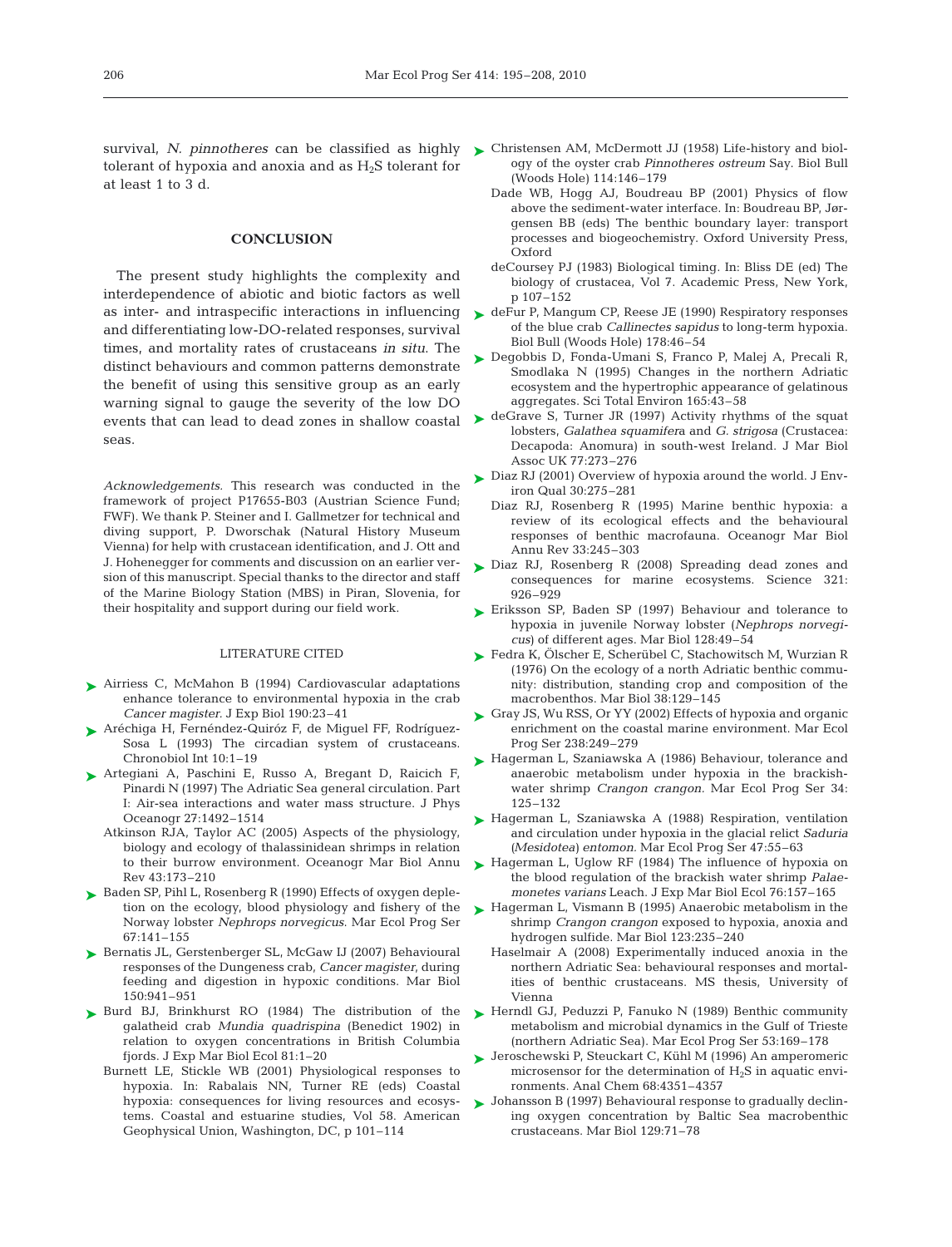survival, *N. pinnotheres* can be classified as highly tolerant of hypoxia and anoxia and as $H_2S$ tolerant for at least 1 to 3 d.

## CONCLUSION

The present study highlights the complexity and interdependence of abiotic and biotic factors as well as inter- and intraspecific interactions in influencing and differentiating low-DO-related responses, survival times, and mortality rates of crustaceans *in situ*. The distinct behaviours and common patterns demonstrate the benefit of using this sensitive group as an early warning signal to gauge the severity of the low DO events that can lead to dead zones in shallow coastal seas.

*Acknowledgements.* This research was conducted in the framework of project P17655-B03 (Austrian Science Fund; FWF). We thank P. Steiner and I. Gallmetzer for technical and diving support, P. Dworschak (Natural History Museum Vienna) for help with crustacean identification, and J. Ott and J. Hohenegger for comments and discussion on an earlier version of this manuscript. Special thanks to the director and staff of the Marine Biology Station (MBS) in Piran, Slovenia, for their hospitality and support during our field work.

## LITERATURE CITED

- Airriess C, McMahon B (1994) Cardiovascular adaptations enhance tolerance to environmental hypoxia in the crab *Cancer magister*. J Exp Biol 190:23–41
- Aréchiga H, Fernéndez-Quiróz F, de Miguel FF, Rodríguez-Sosa L (1993) The circadian system of crustaceans. Chronobiol Int 10:1–19
- Artegiani A, Paschini E, Russo A, Bregant D, Raicich F, Pinardi N (1997) The Adriatic Sea general circulation. Part I: Air-sea interactions and water mass structure. J Phys Oceanogr 27:1492–1514
- Atkinson RJA, Taylor AC (2005) Aspects of the physiology, biology and ecology of thalassinidean shrimps in relation to their burrow environment. Oceanogr Mar Biol Annu Rev 43:173–210
- Baden SP, Pihl L, Rosenberg R (1990) Effects of oxygen depletion on the ecology, blood physiology and fishery of the Norway lobster *Nephrops norvegicus*. Mar Ecol Prog Ser 67:141–155
- Bernatis JL, Gerstenberger SL, McGaw IJ (2007) Behavioural responses of the Dungeness crab, *Cancer magister*, during feeding and digestion in hypoxic conditions. Mar Biol 150:941–951
- Burd BJ, Brinkhurst RO (1984) The distribution of the galatheid crab *Mundia quadrispina* (Benedict 1902) in relation to oxygen concentrations in British Columbia fjords. J Exp Mar Biol Ecol 81:1–20
- Burnett LE, Stickle WB (2001) Physiological responses to hypoxia. In: Rabalais NN, Turner RE (eds) Coastal hypoxia: consequences for living resources and ecosystems. Coastal and estuarine studies, Vol 58. American Geophysical Union, Washington, DC, p 101–114
- Christensen AM, McDermott JJ (1958) Life-history and biology of the oyster crab *Pinnotheres ostreum* Say. Biol Bull (Woods Hole) 114:146–179
- Dade WB, Hogg AJ, Boudreau BP (2001) Physics of flow above the sediment-water interface. In: Boudreau BP, Jørgensen BB (eds) The benthic boundary layer: transport processes and biogeochemistry. Oxford University Press, Oxford
- deCoursey PJ (1983) Biological timing. In: Bliss DE (ed) The biology of crustacea, Vol 7. Academic Press, New York, p 107–152
- deFur P, Mangum CP, Reese JE (1990) Respiratory responses of the blue crab *Callinectes sapidus* to long-term hypoxia. Biol Bull (Woods Hole) 178:46–54
- Degobbis D, Fonda-Umani S, Franco P, Malej A, Precali R, Smodlaka N (1995) Changes in the northern Adriatic ecosystem and the hypertrophic appearance of gelatinous aggregates. Sci Total Environ 165:43–58
- deGrave S, Turner JR (1997) Activity rhythms of the squat lobsters, *Galathea squamifera* and *G. strigosa* (Crustacea: Decapoda: Anomura) in south-west Ireland. J Mar Biol Assoc UK 77:273–276
- Diaz RJ (2001) Overview of hypoxia around the world. J Environ Qual 30:275–281
- Diaz RJ, Rosenberg R (1995) Marine benthic hypoxia: a review of its ecological effects and the behavioural responses of benthic macrofauna. Oceanogr Mar Biol Annu Rev 33:245–303
- Diaz RJ, Rosenberg R (2008) Spreading dead zones and consequences for marine ecosystems. Science 321: 926–929
- Eriksson SP, Baden SP (1997) Behaviour and tolerance to hypoxia in juvenile Norway lobster (*Nephrops norvegicus*) of different ages. Mar Biol 128:49–54
- Fedra K, Ölscher E, Scherübel C, Stachowitsch M, Wurzian R (1976) On the ecology of a north Adriatic benthic community: distribution, standing crop and composition of the macrobenthos. Mar Biol 38:129–145
- Gray JS, Wu RSS, Or YY (2002) Effects of hypoxia and organic enrichment on the coastal marine environment. Mar Ecol Prog Ser 238:249–279
- Hagerman L, Szaniawska A (1986) Behaviour, tolerance and anaerobic metabolism under hypoxia in the brackish-water shrimp *Crangon crangon*. Mar Ecol Prog Ser 34: 125–132
- Hagerman L, Szaniawska A (1988) Respiration, ventilation and circulation under hypoxia in the glacial relict *Saduria* (*Mesidotea*) *entomon*. Mar Ecol Prog Ser 47:55–63
- Hagerman L, Uglow RF (1984) The influence of hypoxia on the blood regulation of the brackish water shrimp *Palaemonetes varians* Leach. J Exp Mar Biol Ecol 76:157–165
- Hagerman L, Vismann B (1995) Anaerobic metabolism in the shrimp *Crangon crangon* exposed to hypoxia, anoxia and hydrogen sulfide. Mar Biol 123:235–240
- Haselmair A (2008) Experimentally induced anoxia in the northern Adriatic Sea: behavioural responses and mortalities of benthic crustaceans. MS thesis, University of Vienna
- Herndl GJ, Peduzzi P, Fanuko N (1989) Benthic community metabolism and microbial dynamics in the Gulf of Trieste (northern Adriatic Sea). Mar Ecol Prog Ser 53:169–178
- Jeroschewski P, Steuckart C, Kühl M (1996) An amperomeric microsensor for the determination of $H_2S$ in aquatic environments. Anal Chem 68:4351–4357
- Johansson B (1997) Behavioural response to gradually declining oxygen concentration by Baltic Sea macrobenthic crustaceans. Mar Biol 129:71–78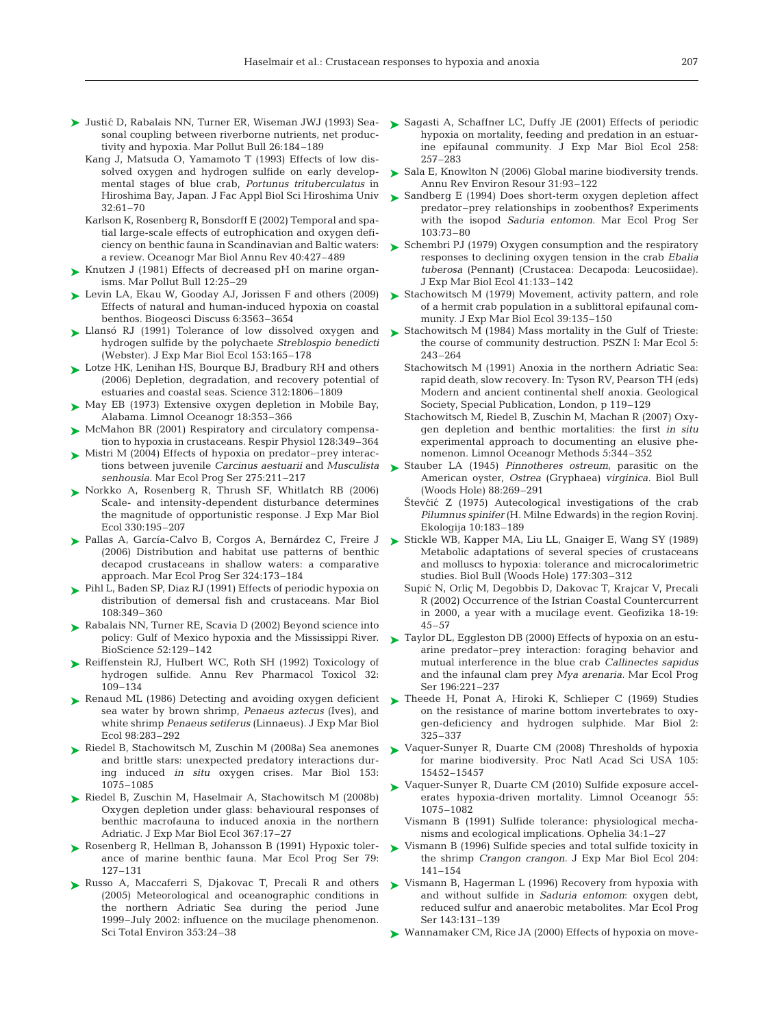Justić D, Rabalais NN, Turner ER, Wiseman JWJ (1993) Seasonal coupling between riverborne nutrients, net productivity and hypoxia. Mar Pollut Bull 26:184–189

Kang J, Matsuda O, Yamamoto T (1993) Effects of low dissolved oxygen and hydrogen sulfide on early developmental stages of blue crab, *Portunus trituberculatus* in Hiroshima Bay, Japan. J Fac Appl Biol Sci Hiroshima Univ 32:61–70

Karlson K, Rosenberg R, Bonsdorff E (2002) Temporal and spatial large-scale effects of eutrophication and oxygen deficiency on benthic fauna in Scandinavian and Baltic waters: a review. Oceanogr Mar Biol Annu Rev 40:427–489

Knutzen J (1981) Effects of decreased pH on marine organisms. Mar Pollut Bull 12:25–29

Levin LA, Ekau W, Gooday AJ, Jorissen F and others (2009) Effects of natural and human-induced hypoxia on coastal benthos. Biogeosci Discuss 6:3563–3654

Llansó RJ (1991) Tolerance of low dissolved oxygen and hydrogen sulfide by the polychaete *Streblospio benedicti* (Webster). J Exp Mar Biol Ecol 153:165–178

Lotze HK, Lenihan HS, Bourque BJ, Bradbury RH and others (2006) Depletion, degradation, and recovery potential of estuaries and coastal seas. Science 312:1806–1809

May EB (1973) Extensive oxygen depletion in Mobile Bay, Alabama. Limnol Oceanogr 18:353–366

McMahon BR (2001) Respiratory and circulatory compensation to hypoxia in crustaceans. Respir Physiol 128:349–364

Mistri M (2004) Effects of hypoxia on predator–prey interactions between juvenile *Carcinus aestuarii* and *Musculista senhousia*. Mar Ecol Prog Ser 275:211–217

Norkko A, Rosenberg R, Thrush SF, Whitlatch RB (2006) Scale- and intensity-dependent disturbance determines the magnitude of opportunistic response. J Exp Mar Biol Ecol 330:195–207

Pallas A, García-Calvo B, Corgos A, Bernárdez C, Freire J (2006) Distribution and habitat use patterns of benthic decapod crustaceans in shallow waters: a comparative approach. Mar Ecol Prog Ser 324:173–184

Pihl L, Baden SP, Diaz RJ (1991) Effects of periodic hypoxia on distribution of demersal fish and crustaceans. Mar Biol 108:349–360

Rabalais NN, Turner RE, Scavia D (2002) Beyond science into policy: Gulf of Mexico hypoxia and the Mississippi River. BioScience 52:129–142

Reiffenstein RJ, Hulbert WC, Roth SH (1992) Toxicology of hydrogen sulfide. Annu Rev Pharmacol Toxicol 32:109–134

Renaud ML (1986) Detecting and avoiding oxygen deficient sea water by brown shrimp, *Penaeus aztecus* (Ives), and white shrimp *Penaeus setiferus* (Linnaeus). J Exp Mar Biol Ecol 98:283–292

Riedel B, Stachowitsch M, Zuschin M (2008a) Sea anemones and brittle stars: unexpected predatory interactions during induced *in situ* oxygen crises. Mar Biol 153:1075–1085

Riedel B, Zuschin M, Haselmair A, Stachowitsch M (2008b) Oxygen depletion under glass: behavioural responses of benthic macrofauna to induced anoxia in the northern Adriatic. J Exp Mar Biol Ecol 367:17–27

Rosenberg R, Hellman B, Johansson B (1991) Hypoxic tolerance of marine benthic fauna. Mar Ecol Prog Ser 79:127–131

Russo A, Maccaferri S, Djakovac T, Precali R and others (2005) Meteorological and oceanographic conditions in the northern Adriatic Sea during the period June 1999–July 2002: influence on the mucilage phenomenon. Sci Total Environ 353:24–38

Sagasti A, Schaffner LC, Duffy JE (2001) Effects of periodic hypoxia on mortality, feeding and predation in an estuarine epifaunal community. J Exp Mar Biol Ecol 258:257–283

Sala E, Knowlton N (2006) Global marine biodiversity trends. Annu Rev Environ Resour 31:93–122

Sandberg E (1994) Does short-term oxygen depletion affect predator–prey relationships in zoobenthos? Experiments with the isopod *Saduria entomon*. Mar Ecol Prog Ser 103:73–80

Schembri PJ (1979) Oxygen consumption and the respiratory responses to declining oxygen tension in the crab *Ebalia tuberosa* (Pennant) (Crustacea: Decapoda: Leucosiidae). J Exp Mar Biol Ecol 41:133–142

Stachowitsch M (1979) Movement, activity pattern, and role of a hermit crab population in a sublittoral epifaunal community. J Exp Mar Biol Ecol 39:135–150

Stachowitsch M (1984) Mass mortality in the Gulf of Trieste: the course of community destruction. PSZN I: Mar Ecol 5:243–264

Stachowitsch M (1991) Anoxia in the northern Adriatic Sea: rapid death, slow recovery. In: Tyson RV, Pearson TH (eds) Modern and ancient continental shelf anoxia. Geological Society, Special Publication, London, p 119–129

Stachowitsch M, Riedel B, Zuschin M, Machan R (2007) Oxygen depletion and benthic mortalities: the first *in situ* experimental approach to documenting an elusive phenomenon. Limnol Oceanogr Methods 5:344–352

Stauber LA (1945) *Pinnotheres ostreum*, parasitic on the American oyster, *Ostrea* (Gryphaea) *virginica*. Biol Bull (Woods Hole) 88:269–291

Števčić Z (1975) Autecological investigations of the crab *Pilumnus spinifer* (H. Milne Edwards) in the region Rovinj. Ekologija 10:183–189

Stickle WB, Kapper MA, Liu LL, Gnaiger E, Wang SY (1989) Metabolic adaptations of several species of crustaceans and molluscs to hypoxia: tolerance and microcalorimetric studies. Biol Bull (Woods Hole) 177:303–312

Supić N, Orlić M, Degobbis D, Dakovac T, Krajcar V, Precali R (2002) Occurrence of the Istrian Coastal Countercurrent in 2000, a year with a mucilage event. Geofizika 18-19:45–57

Taylor DL, Eggleston DB (2000) Effects of hypoxia on an estuarine predator–prey interaction: foraging behavior and mutual interference in the blue crab *Callinectes sapidus* and the infaunal clam prey *Mya arenaria*. Mar Ecol Prog Ser 196:221–237

Theede H, Ponat A, Hiroki K, Schlieper C (1969) Studies on the resistance of marine bottom invertebrates to oxygen-deficiency and hydrogen sulphide. Mar Biol 2:325–337

Vaquer-Sunyer R, Duarte CM (2008) Thresholds of hypoxia for marine biodiversity. Proc Natl Acad Sci USA 105:15452–15457

Vaquer-Sunyer R, Duarte CM (2010) Sulfide exposure accelerates hypoxia-driven mortality. Limnol Oceanogr 55:1075–1082

Vismann B (1991) Sulfide tolerance: physiological mechanisms and ecological implications. Ophelia 34:1–27

Vismann B (1996) Sulfide species and total sulfide toxicity in the shrimp *Crangon crangon*. J Exp Mar Biol Ecol 204:141–154

Vismann B, Hagerman L (1996) Recovery from hypoxia with and without sulfide in *Saduria entomon*: oxygen debt, reduced sulfur and anaerobic metabolites. Mar Ecol Prog Ser 143:131–139

Wannamaker CM, Rice JA (2000) Effects of hypoxia on move-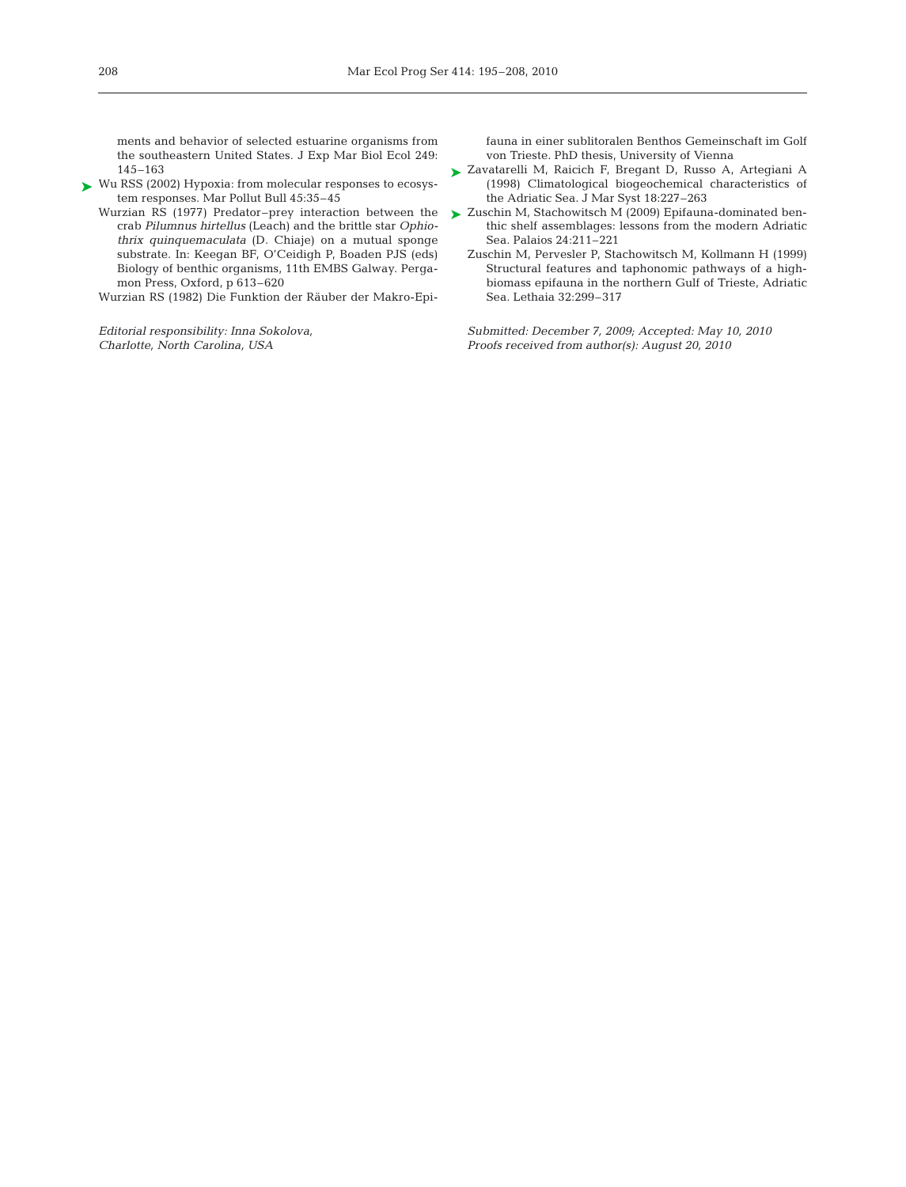ments and behavior of selected estuarine organisms from the southeastern United States. J Exp Mar Biol Ecol 249: 145–163

Wu RSS (2002) Hypoxia: from molecular responses to ecosystem responses. Mar Pollut Bull 45:35–45

Wurzian RS (1977) Predator–prey interaction between the crab *Pilumnus hirtellus* (Leach) and the brittle star *Ophiothrix quinquemaculata* (D. Chiaje) on a mutual sponge substrate. In: Keegan BF, O'Ceidigh P, Boaden PJS (eds) Biology of benthic organisms, 11th EMBS Galway. Pergamon Press, Oxford, p 613–620

Wurzian RS (1982) Die Funktion der Räuber der Makro-Epifauna in einer sublitoralen Benthos Gemeinschaft im Golf von Trieste. PhD thesis, University of Vienna

Zavatarelli M, Raicich F, Bregant D, Russo A, Artegiani A (1998) Climatological biogeochemical characteristics of the Adriatic Sea. J Mar Syst 18:227–263

Zuschin M, Stachowitsch M (2009) Epifauna-dominated benthic shelf assemblages: lessons from the modern Adriatic Sea. Palaios 24:211–221

Zuschin M, Pervesler P, Stachowitsch M, Kollmann H (1999) Structural features and taphonomic pathways of a high-biomass epifauna in the northern Gulf of Trieste, Adriatic Sea. Lethaia 32:299–317

*Editorial responsibility: Inna Sokolova, Charlotte, North Carolina, USA*

*Submitted: December 7, 2009; Accepted: May 10, 2010*
*Proofs received from author(s): August 20, 2010*